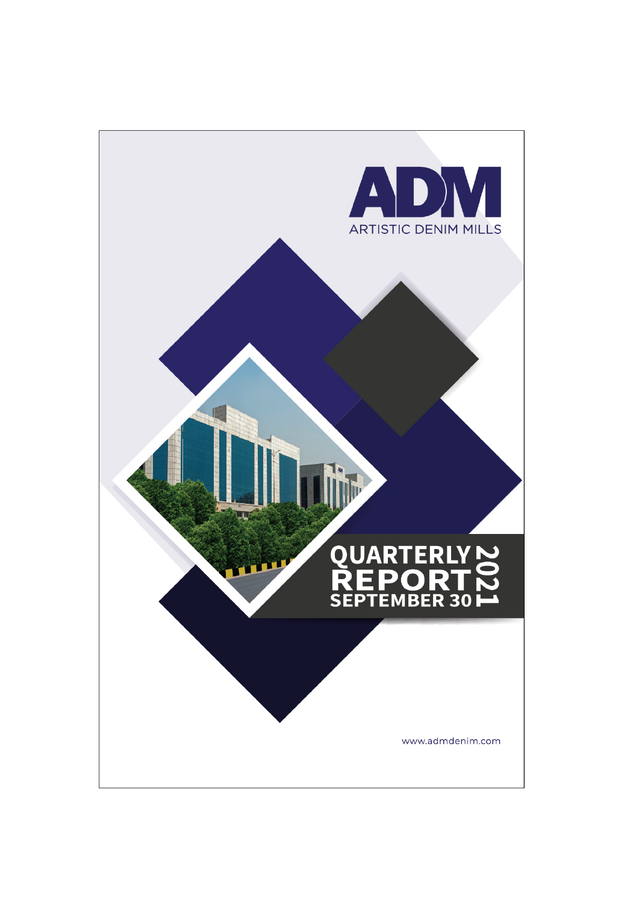# ADM

ARTISTIC DENIM MILLS

# QUARTERLY REPORT SEPTEMBER 30 2021

www.admdenim.com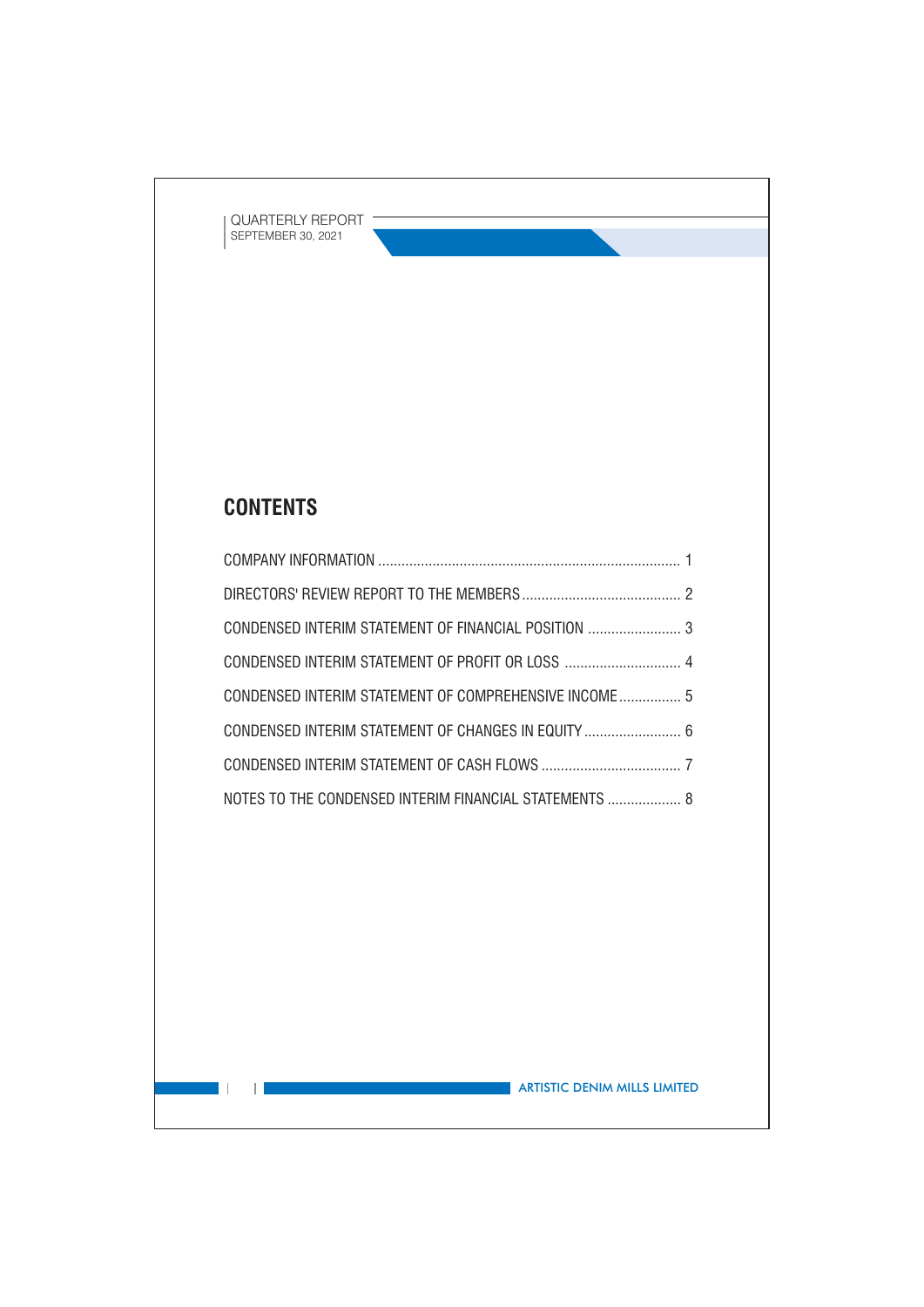# CONTENTS

| | |
|---|---|
| COMPANY INFORMATION | 1 |
| DIRECTORS' REVIEW REPORT TO THE MEMBERS | 2 |
| CONDENSED INTERIM STATEMENT OF FINANCIAL POSITION | 3 |
| CONDENSED INTERIM STATEMENT OF PROFIT OR LOSS | 4 |
| CONDENSED INTERIM STATEMENT OF COMPREHENSIVE INCOME | 5 |
| CONDENSED INTERIM STATEMENT OF CHANGES IN EQUITY | 6 |
| CONDENSED INTERIM STATEMENT OF CASH FLOWS | 7 |
| NOTES TO THE CONDENSED INTERIM FINANCIAL STATEMENTS | 8 |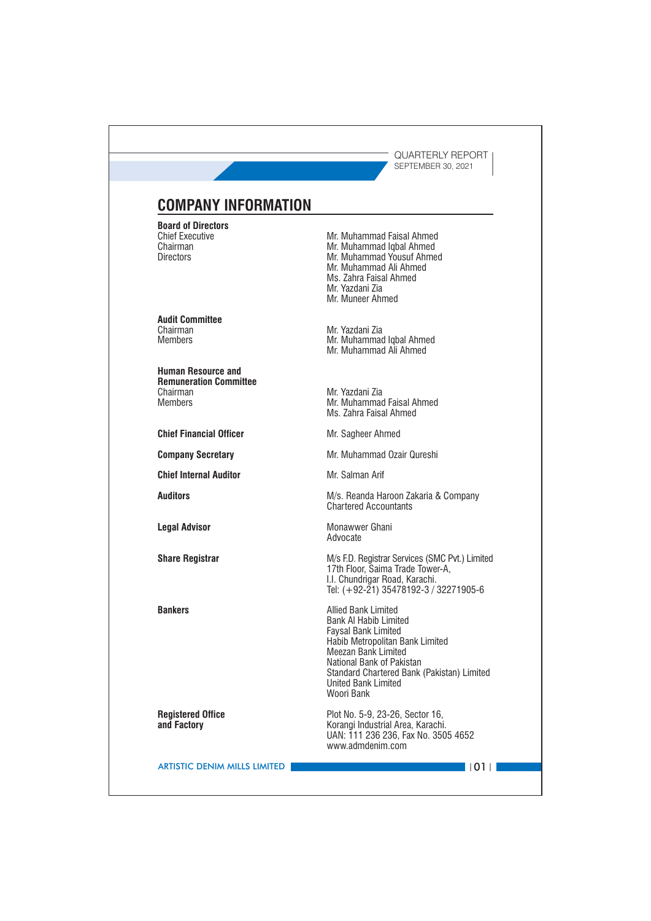# COMPANY INFORMATION

**Board of Directors**

| | |
|---|---|
| Chief Executive | Mr. Muhammad Faisal Ahmed |
| Chairman | Mr. Muhammad Iqbal Ahmed |
| Directors | Mr. Muhammad Yousuf Ahmed |
| | Mr. Muhammad Ali Ahmed |
| | Ms. Zahra Faisal Ahmed |
| | Mr. Yazdani Zia |
| | Mr. Muneer Ahmed |

**Audit Committee**

| | |
|---|---|
| Chairman | Mr. Yazdani Zia |
| Members | Mr. Muhammad Iqbal Ahmed |
| | Mr. Muhammad Ali Ahmed |

**Human Resource and Remuneration Committee**

| | |
|---|---|
| Chairman | Mr. Yazdani Zia |
| Members | Mr. Muhammad Faisal Ahmed |
| | Ms. Zahra Faisal Ahmed |

**Chief Financial Officer** — Mr. Sagheer Ahmed

**Company Secretary** — Mr. Muhammad Ozair Qureshi

**Chief Internal Auditor** — Mr. Salman Arif

**Auditors** — M/s. Reanda Haroon Zakaria & Company
Chartered Accountants

**Legal Advisor** — Monawwer Ghani
Advocate

**Share Registrar** — M/s F.D. Registrar Services (SMC Pvt.) Limited
17th Floor, Saima Trade Tower-A,
I.I. Chundrigar Road, Karachi.
Tel: (+92-21) 35478192-3 / 32271905-6

**Bankers**

Allied Bank Limited
Bank Al Habib Limited
Faysal Bank Limited
Habib Metropolitan Bank Limited
Meezan Bank Limited
National Bank of Pakistan
Standard Chartered Bank (Pakistan) Limited
United Bank Limited
Woori Bank

**Registered Office and Factory**

Plot No. 5-9, 23-26, Sector 16,
Korangi Industrial Area, Karachi.
UAN: 111 236 236, Fax No. 3505 4652
www.admdenim.com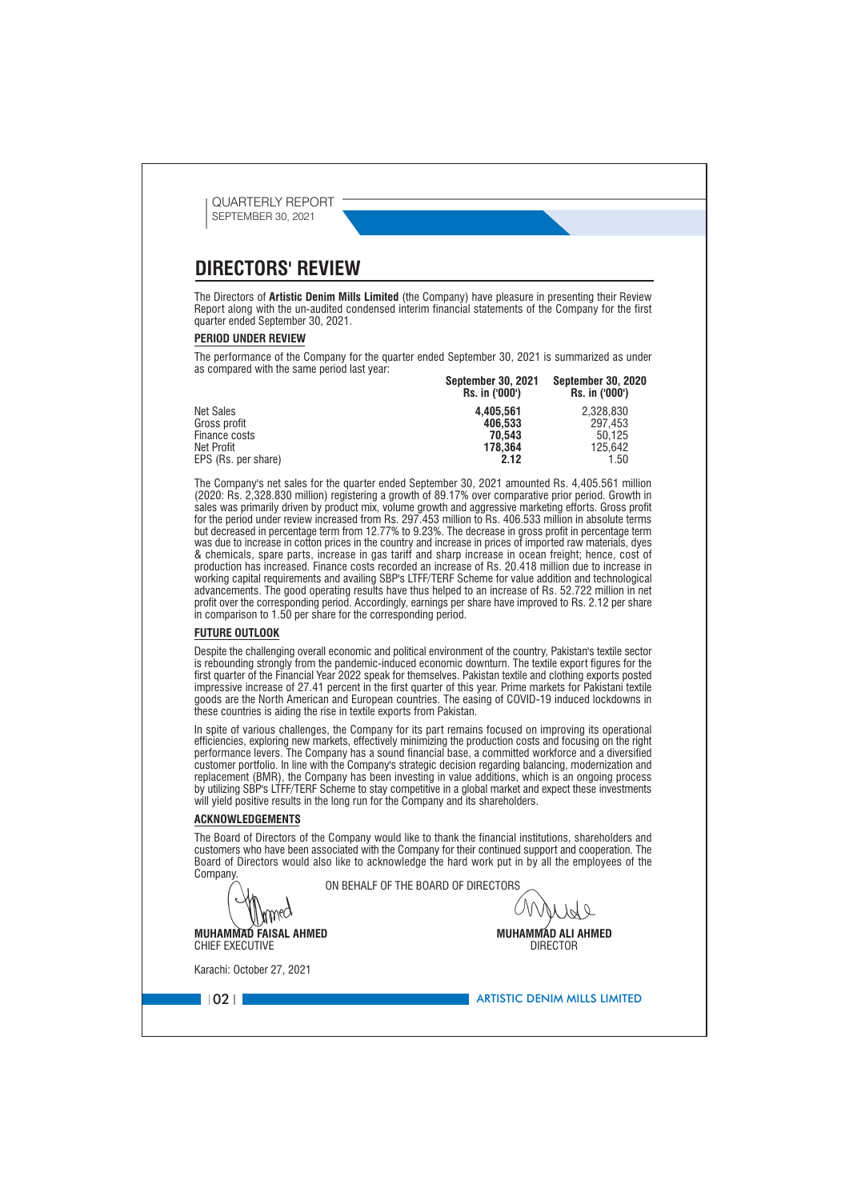# DIRECTORS' REVIEW

The Directors of **Artistic Denim Mills Limited** (the Company) have pleasure in presenting their Review Report along with the un-audited condensed interim financial statements of the Company for the first quarter ended September 30, 2021.

## PERIOD UNDER REVIEW

The performance of the Company for the quarter ended September 30, 2021 is summarized as under as compared with the same period last year:

| | September 30, 2021 Rs. in ('000') | September 30, 2020 Rs. in ('000') |
|---|---|---|
| Net Sales | **4,405,561** | 2,328,830 |
| Gross profit | **406,533** | 297,453 |
| Finance costs | **70,543** | 50,125 |
| Net Profit | **178,364** | 125,642 |
| EPS (Rs. per share) | **2.12** | 1.50 |

The Company's net sales for the quarter ended September 30, 2021 amounted Rs. 4,405.561 million (2020: Rs. 2,328.830 million) registering a growth of 89.17% over comparative prior period. Growth in sales was primarily driven by product mix, volume growth and aggressive marketing efforts. Gross profit for the period under review increased from Rs. 297.453 million to Rs. 406.533 million in absolute terms but decreased in percentage term from 12.77% to 9.23%. The decrease in gross profit in percentage term was due to increase in cotton prices in the country and increase in prices of imported raw materials, dyes & chemicals, spare parts, increase in gas tariff and sharp increase in ocean freight; hence, cost of production has increased. Finance costs recorded an increase of Rs. 20.418 million due to increase in working capital requirements and availing SBP's LTFF/TERF Scheme for value addition and technological advancements. The good operating results have thus helped to an increase of Rs. 52.722 million in net profit over the corresponding period. Accordingly, earnings per share have improved to Rs. 2.12 per share in comparison to 1.50 per share for the corresponding period.

## FUTURE OUTLOOK

Despite the challenging overall economic and political environment of the country, Pakistan's textile sector is rebounding strongly from the pandemic-induced economic downturn. The textile export figures for the first quarter of the Financial Year 2022 speak for themselves. Pakistan textile and clothing exports posted impressive increase of 27.41 percent in the first quarter of this year. Prime markets for Pakistani textile goods are the North American and European countries. The easing of COVID-19 induced lockdowns in these countries is aiding the rise in textile exports from Pakistan.

In spite of various challenges, the Company for its part remains focused on improving its operational efficiencies, exploring new markets, effectively minimizing the production costs and focusing on the right performance levers. The Company has a sound financial base, a committed workforce and a diversified customer portfolio. In line with the Company's strategic decision regarding balancing, modernization and replacement (BMR), the Company has been investing in value additions, which is an ongoing process by utilizing SBP's LTFF/TERF Scheme to stay competitive in a global market and expect these investments will yield positive results in the long run for the Company and its shareholders.

## ACKNOWLEDGEMENTS

The Board of Directors of the Company would like to thank the financial institutions, shareholders and customers who have been associated with the Company for their continued support and cooperation. The Board of Directors would also like to acknowledge the hard work put in by all the employees of the Company.

ON BEHALF OF THE BOARD OF DIRECTORS

**MUHAMMAD FAISAL AHMED**
CHIEF EXECUTIVE

**MUHAMMAD ALI AHMED**
DIRECTOR

Karachi: October 27, 2021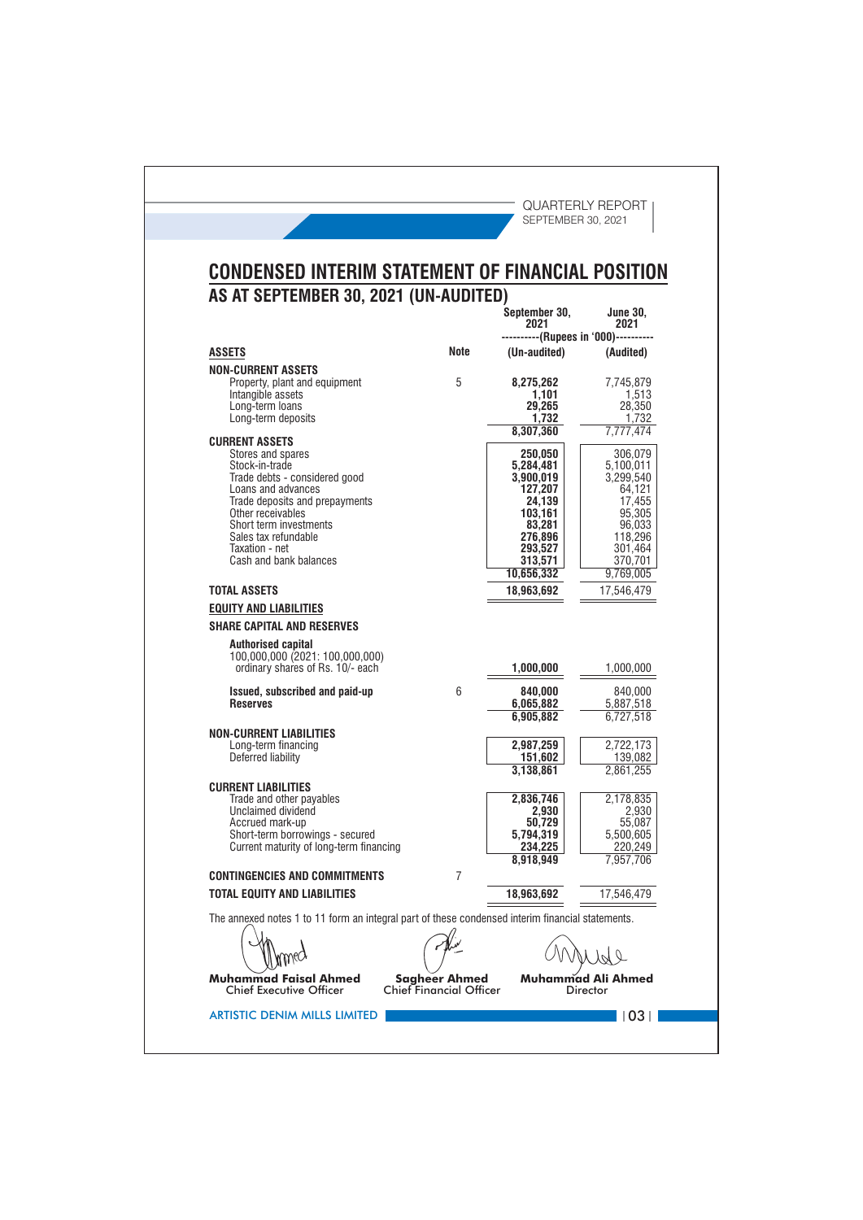# CONDENSED INTERIM STATEMENT OF FINANCIAL POSITION

## AS AT SEPTEMBER 30, 2021 (UN-AUDITED)

| | Note | September 30, 2021 | June 30, 2021 |
|---|---|---|---|
| | | ----------(Rupees in '000)---------- | |
| **ASSETS** | | **(Un-audited)** | **(Audited)** |
| **NON-CURRENT ASSETS** | | | |
| Property, plant and equipment | 5 | **8,275,262** | 7,745,879 |
| Intangible assets | | **1,101** | 1,513 |
| Long-term loans | | **29,265** | 28,350 |
| Long-term deposits | | **1,732** | 1,732 |
| | | **8,307,360** | 7,777,474 |
| **CURRENT ASSETS** | | | |
| Stores and spares | | **250,050** | 306,079 |
| Stock-in-trade | | **5,284,481** | 5,100,011 |
| Trade debts - considered good | | **3,900,019** | 3,299,540 |
| Loans and advances | | **127,207** | 64,121 |
| Trade deposits and prepayments | | **24,139** | 17,455 |
| Other receivables | | **103,161** | 95,305 |
| Short term investments | | **83,281** | 96,033 |
| Sales tax refundable | | **276,896** | 118,296 |
| Taxation - net | | **293,527** | 301,464 |
| Cash and bank balances | | **313,571** | 370,701 |
| | | **10,656,332** | 9,769,005 |
| **TOTAL ASSETS** | | **18,963,692** | 17,546,479 |
| **EQUITY AND LIABILITIES** | | | |
| **SHARE CAPITAL AND RESERVES** | | | |
| **Authorised capital** | | | |
| 100,000,000 (2021: 100,000,000) ordinary shares of Rs. 10/- each | | **1,000,000** | 1,000,000 |
| **Issued, subscribed and paid-up** | 6 | **840,000** | 840,000 |
| **Reserves** | | **6,065,882** | 5,887,518 |
| | | **6,905,882** | 6,727,518 |
| **NON-CURRENT LIABILITIES** | | | |
| Long-term financing | | **2,987,259** | 2,722,173 |
| Deferred liability | | **151,602** | 139,082 |
| | | **3,138,861** | 2,861,255 |
| **CURRENT LIABILITIES** | | | |
| Trade and other payables | | **2,836,746** | 2,178,835 |
| Unclaimed dividend | | **2,930** | 2,930 |
| Accrued mark-up | | **50,729** | 55,087 |
| Short-term borrowings - secured | | **5,794,319** | 5,500,605 |
| Current maturity of long-term financing | | **234,225** | 220,249 |
| | | **8,918,949** | 7,957,706 |
| **CONTINGENCIES AND COMMITMENTS** | 7 | | |
| **TOTAL EQUITY AND LIABILITIES** | | **18,963,692** | 17,546,479 |

The annexed notes 1 to 11 form an integral part of these condensed interim financial statements.

| **Muhammad Faisal Ahmed** | **Sagheer Ahmed** | **Muhammad Ali Ahmed** |
|---|---|---|
| Chief Executive Officer | Chief Financial Officer | Director |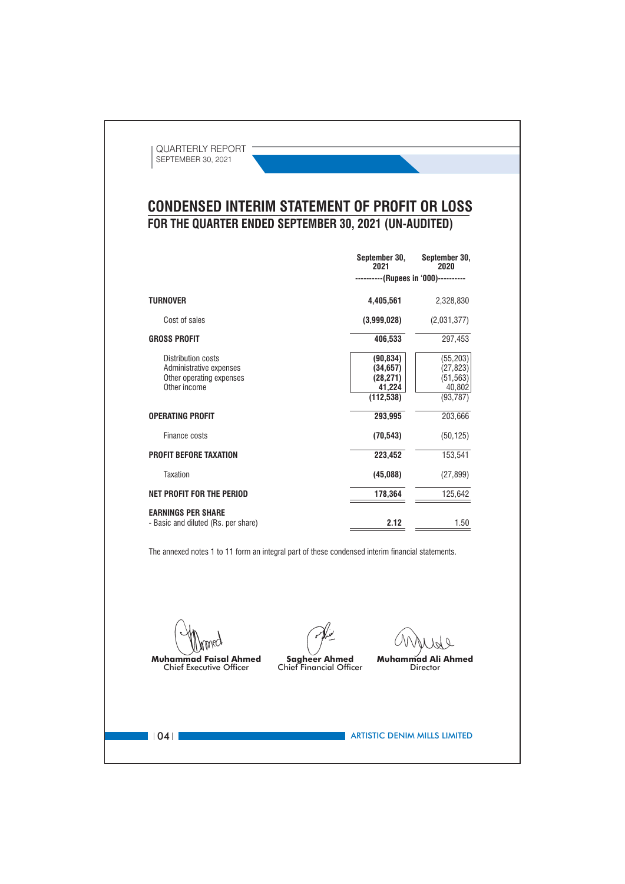# CONDENSED INTERIM STATEMENT OF PROFIT OR LOSS

## FOR THE QUARTER ENDED SEPTEMBER 30, 2021 (UN-AUDITED)

| | September 30, 2021 | September 30, 2020 |
|---|---|---|
| | ----------(Rupees in '000)---------- | |
| **TURNOVER** | **4,405,561** | 2,328,830 |
| Cost of sales | **(3,999,028)** | (2,031,377) |
| **GROSS PROFIT** | **406,533** | 297,453 |
| Distribution costs | **(90,834)** | (55,203) |
| Administrative expenses | **(34,657)** | (27,823) |
| Other operating expenses | **(28,271)** | (51,563) |
| Other income | **41,224** | 40,802 |
| | **(112,538)** | (93,787) |
| **OPERATING PROFIT** | **293,995** | 203,666 |
| Finance costs | **(70,543)** | (50,125) |
| **PROFIT BEFORE TAXATION** | **223,452** | 153,541 |
| Taxation | **(45,088)** | (27,899) |
| **NET PROFIT FOR THE PERIOD** | **178,364** | 125,642 |
| **EARNINGS PER SHARE** | | |
| - Basic and diluted (Rs. per share) | **2.12** | 1.50 |

The annexed notes 1 to 11 form an integral part of these condensed interim financial statements.

**Muhammad Faisal Ahmed**
Chief Executive Officer

**Sagheer Ahmed**
Chief Financial Officer

**Muhammad Ali Ahmed**
Director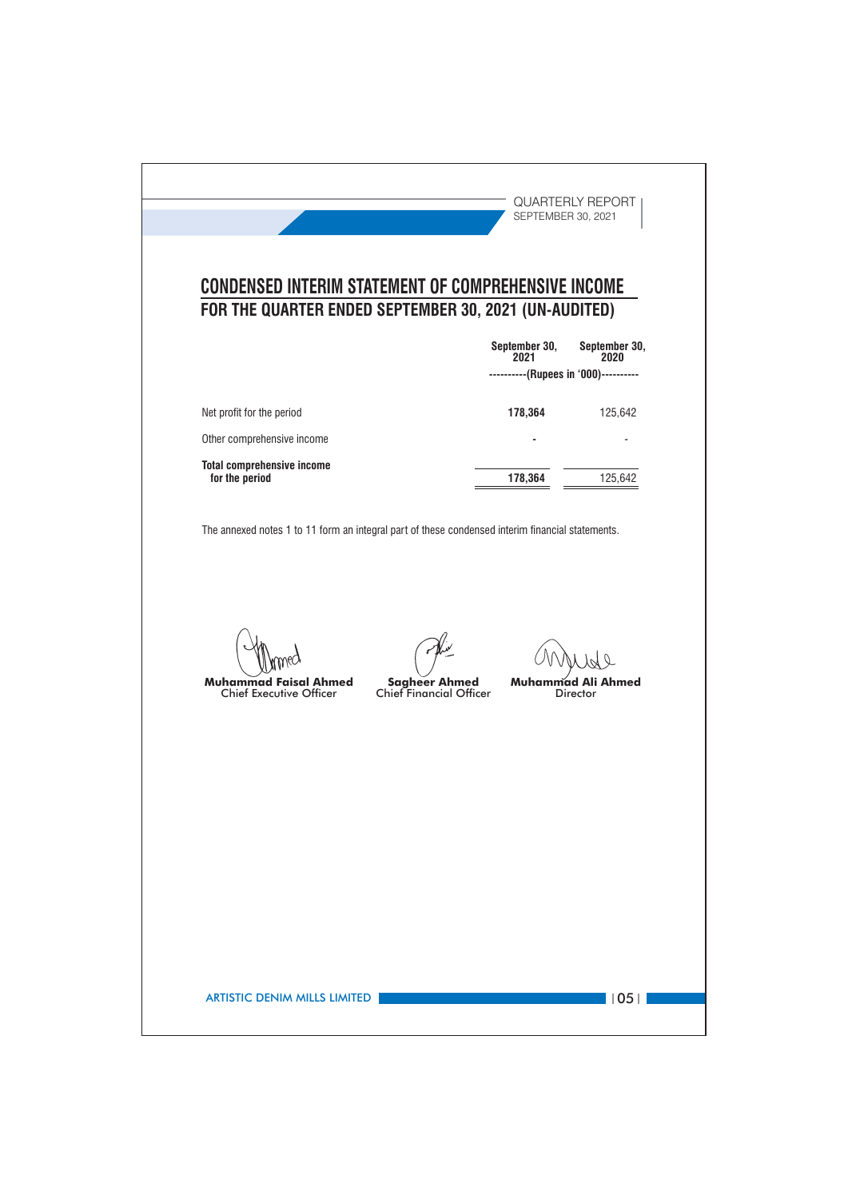# CONDENSED INTERIM STATEMENT OF COMPREHENSIVE INCOME

## FOR THE QUARTER ENDED SEPTEMBER 30, 2021 (UN-AUDITED)

| | September 30, 2021 | September 30, 2020 |
|---|---|---|
| | ----------(Rupees in '000)---------- | |
| Net profit for the period | **178,364** | 125,642 |
| Other comprehensive income | - | - |
| **Total comprehensive income for the period** | **178,364** | 125,642 |

The annexed notes 1 to 11 form an integral part of these condensed interim financial statements.

| **Muhammad Faisal Ahmed** | **Sagheer Ahmed** | **Muhammad Ali Ahmed** |
|---|---|---|
| Chief Executive Officer | Chief Financial Officer | Director |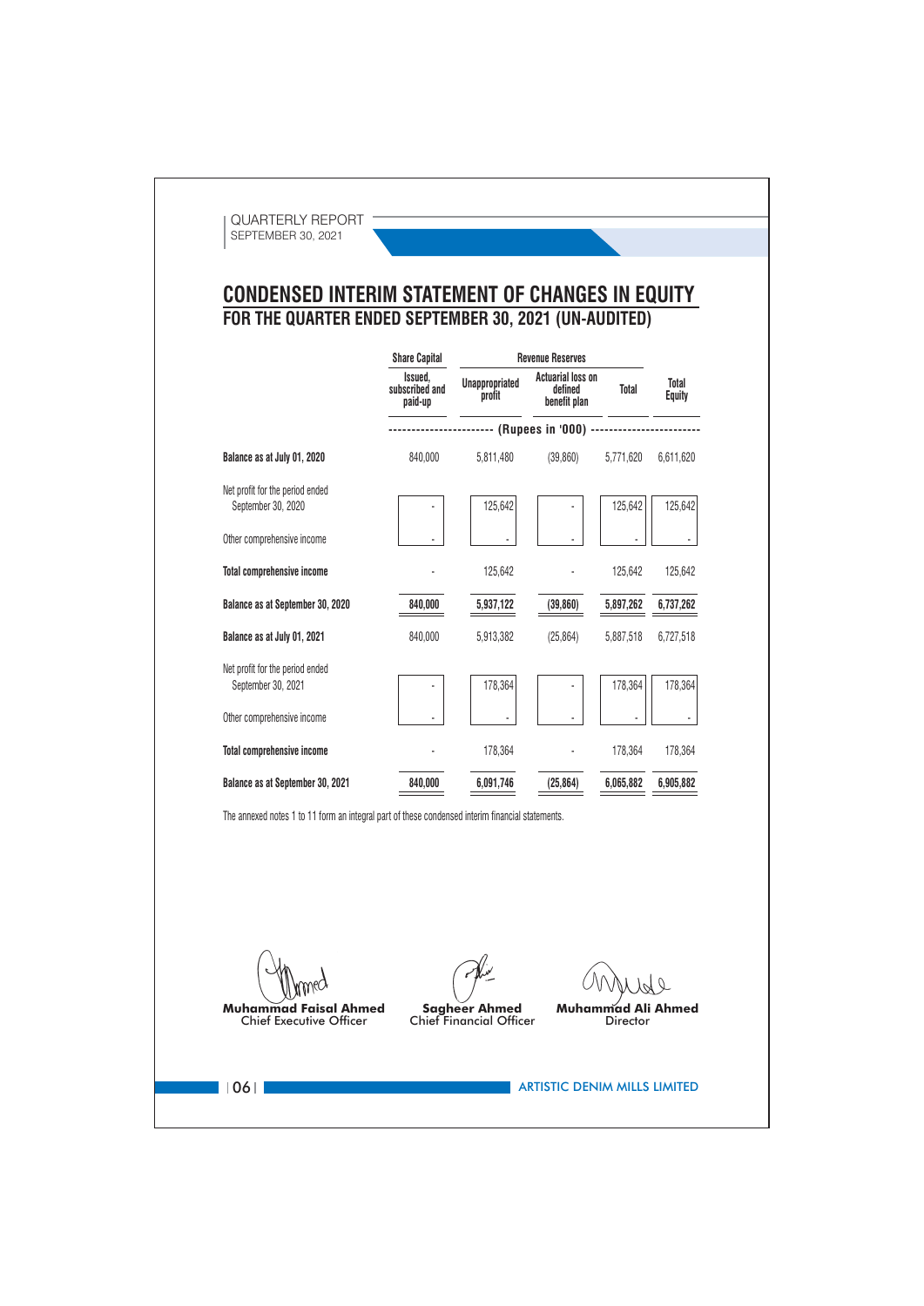# CONDENSED INTERIM STATEMENT OF CHANGES IN EQUITY
## FOR THE QUARTER ENDED SEPTEMBER 30, 2021 (UN-AUDITED)

| | Share Capital | Revenue Reserves | | | |
|---|---|---|---|---|---|
| | Issued, subscribed and paid-up | Unappropriated profit | Actuarial loss on defined benefit plan | Total | Total Equity |
| | (Rupees in '000) | | | | |
| **Balance as at July 01, 2020** | 840,000 | 5,811,480 | (39,860) | 5,771,620 | 6,611,620 |
| Net profit for the period ended September 30, 2020 | - | 125,642 | - | 125,642 | 125,642 |
| Other comprehensive income | - | - | - | - | - |
| **Total comprehensive income** | - | 125,642 | - | 125,642 | 125,642 |
| **Balance as at September 30, 2020** | **840,000** | **5,937,122** | **(39,860)** | **5,897,262** | **6,737,262** |
| **Balance as at July 01, 2021** | 840,000 | 5,913,382 | (25,864) | 5,887,518 | 6,727,518 |
| Net profit for the period ended September 30, 2021 | - | 178,364 | - | 178,364 | 178,364 |
| Other comprehensive income | - | - | - | - | - |
| **Total comprehensive income** | - | 178,364 | - | 178,364 | 178,364 |
| **Balance as at September 30, 2021** | **840,000** | **6,091,746** | **(25,864)** | **6,065,882** | **6,905,882** |

The annexed notes 1 to 11 form an integral part of these condensed interim financial statements.

**Muhammad Faisal Ahmed**
Chief Executive Officer

**Sagheer Ahmed**
Chief Financial Officer

**Muhammad Ali Ahmed**
Director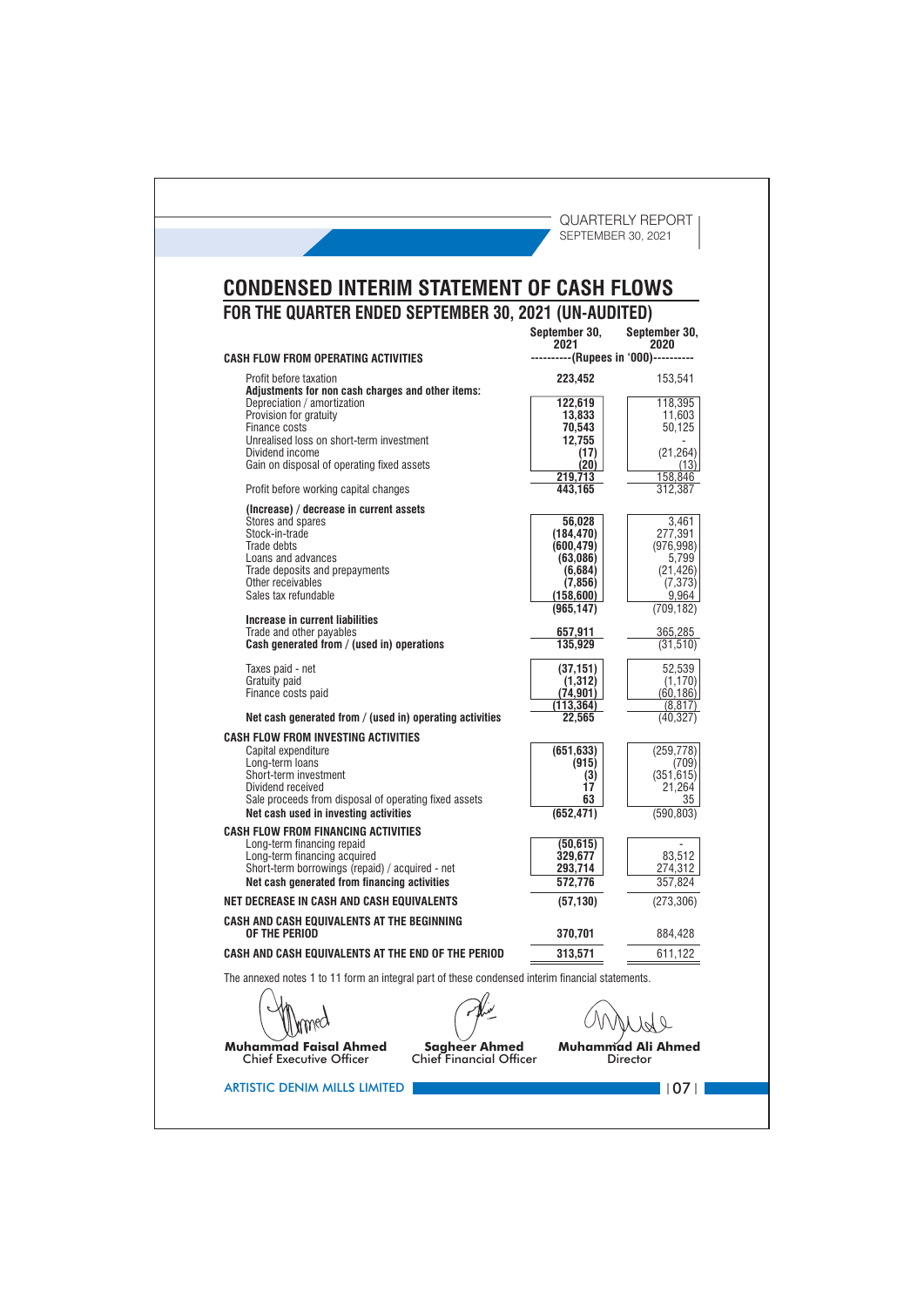# CONDENSED INTERIM STATEMENT OF CASH FLOWS

## FOR THE QUARTER ENDED SEPTEMBER 30, 2021 (UN-AUDITED)

| | September 30, 2021 | September 30, 2020 |
|---|---|---|
| **CASH FLOW FROM OPERATING ACTIVITIES** | ----------(Rupees in '000)---------- | |
| Profit before taxation | **223,452** | 153,541 |
| **Adjustments for non cash charges and other items:** | | |
| Depreciation / amortization | **122,619** | 118,395 |
| Provision for gratuity | **13,833** | 11,603 |
| Finance costs | **70,543** | 50,125 |
| Unrealised loss on short-term investment | **12,755** | - |
| Dividend income | **(17)** | (21,264) |
| Gain on disposal of operating fixed assets | **(20)** | (13) |
| | **219,713** | 158,846 |
| Profit before working capital changes | **443,165** | 312,387 |
| **(Increase) / decrease in current assets** | | |
| Stores and spares | **56,028** | 3,461 |
| Stock-in-trade | **(184,470)** | 277,391 |
| Trade debts | **(600,479)** | (976,998) |
| Loans and advances | **(63,086)** | 5,799 |
| Trade deposits and prepayments | **(6,684)** | (21,426) |
| Other receivables | **(7,856)** | (7,373) |
| Sales tax refundable | **(158,600)** | 9,964 |
| | **(965,147)** | (709,182) |
| **Increase in current liabilities** | | |
| Trade and other payables | **657,911** | 365,285 |
| **Cash generated from / (used in) operations** | **135,929** | (31,510) |
| Taxes paid - net | **(37,151)** | 52,539 |
| Gratuity paid | **(1,312)** | (1,170) |
| Finance costs paid | **(74,901)** | (60,186) |
| | **(113,364)** | (8,817) |
| **Net cash generated from / (used in) operating activities** | **22,565** | (40,327) |
| **CASH FLOW FROM INVESTING ACTIVITIES** | | |
| Capital expenditure | **(651,633)** | (259,778) |
| Long-term loans | **(915)** | (709) |
| Short-term investment | **(3)** | (351,615) |
| Dividend received | **17** | 21,264 |
| Sale proceeds from disposal of operating fixed assets | **63** | 35 |
| **Net cash used in investing activities** | **(652,471)** | (590,803) |
| **CASH FLOW FROM FINANCING ACTIVITIES** | | |
| Long-term financing repaid | **(50,615)** | - |
| Long-term financing acquired | **329,677** | 83,512 |
| Short-term borrowings (repaid) / acquired - net | **293,714** | 274,312 |
| **Net cash generated from financing activities** | **572,776** | 357,824 |
| **NET DECREASE IN CASH AND CASH EQUIVALENTS** | **(57,130)** | (273,306) |
| **CASH AND CASH EQUIVALENTS AT THE BEGINNING OF THE PERIOD** | **370,701** | 884,428 |
| **CASH AND CASH EQUIVALENTS AT THE END OF THE PERIOD** | **313,571** | 611,122 |

The annexed notes 1 to 11 form an integral part of these condensed interim financial statements.

| **Muhammad Faisal Ahmed** | **Sagheer Ahmed** | **Muhammad Ali Ahmed** |
|---|---|---|
| Chief Executive Officer | Chief Financial Officer | Director |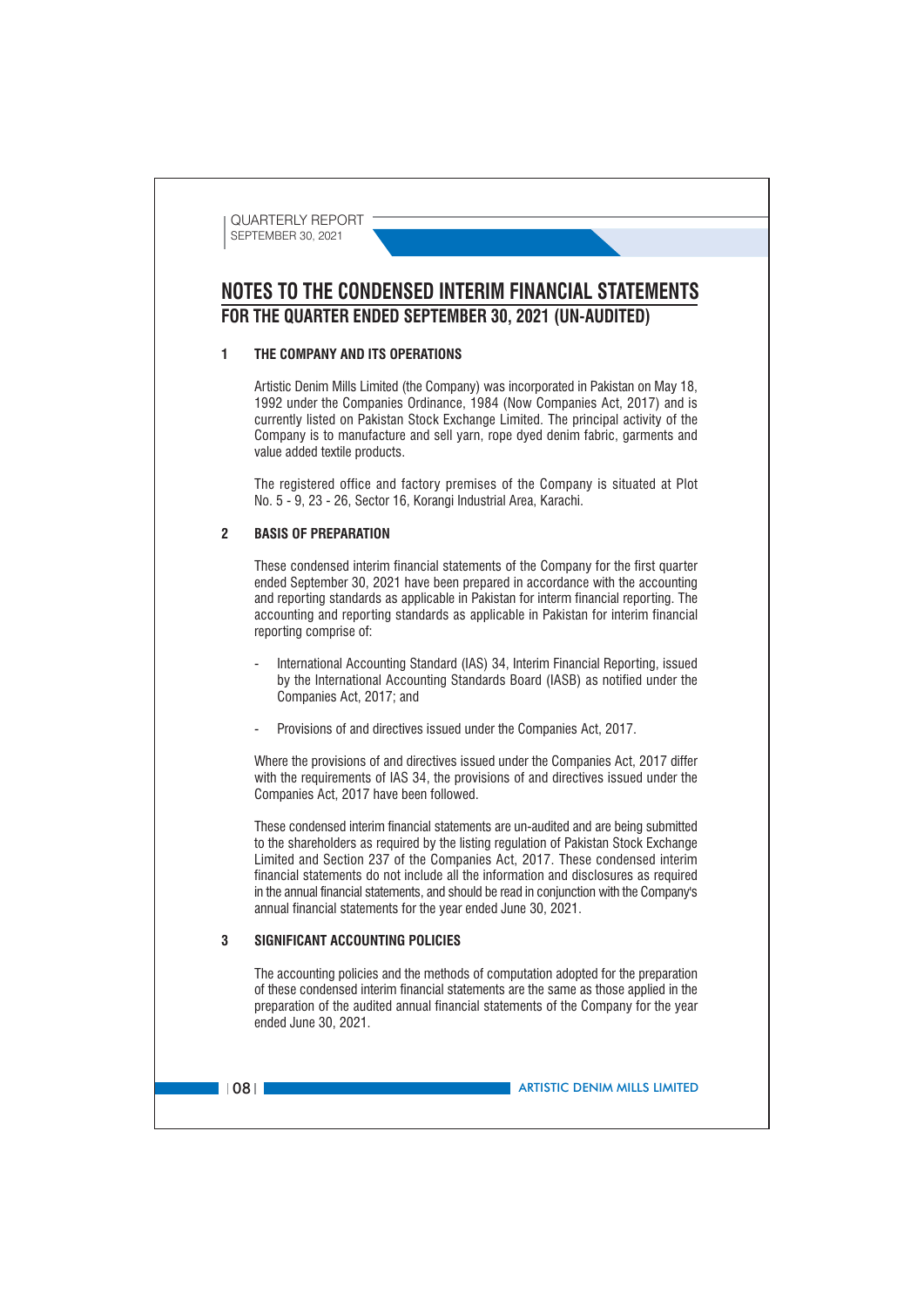# NOTES TO THE CONDENSED INTERIM FINANCIAL STATEMENTS
## FOR THE QUARTER ENDED SEPTEMBER 30, 2021 (UN-AUDITED)

### 1 THE COMPANY AND ITS OPERATIONS

Artistic Denim Mills Limited (the Company) was incorporated in Pakistan on May 18, 1992 under the Companies Ordinance, 1984 (Now Companies Act, 2017) and is currently listed on Pakistan Stock Exchange Limited. The principal activity of the Company is to manufacture and sell yarn, rope dyed denim fabric, garments and value added textile products.

The registered office and factory premises of the Company is situated at Plot No. 5 - 9, 23 - 26, Sector 16, Korangi Industrial Area, Karachi.

### 2 BASIS OF PREPARATION

These condensed interim financial statements of the Company for the first quarter ended September 30, 2021 have been prepared in accordance with the accounting and reporting standards as applicable in Pakistan for interm financial reporting. The accounting and reporting standards as applicable in Pakistan for interim financial reporting comprise of:

- International Accounting Standard (IAS) 34, Interim Financial Reporting, issued by the International Accounting Standards Board (IASB) as notified under the Companies Act, 2017; and

- Provisions of and directives issued under the Companies Act, 2017.

Where the provisions of and directives issued under the Companies Act, 2017 differ with the requirements of IAS 34, the provisions of and directives issued under the Companies Act, 2017 have been followed.

These condensed interim financial statements are un-audited and are being submitted to the shareholders as required by the listing regulation of Pakistan Stock Exchange Limited and Section 237 of the Companies Act, 2017. These condensed interim financial statements do not include all the information and disclosures as required in the annual financial statements, and should be read in conjunction with the Company's annual financial statements for the year ended June 30, 2021.

### 3 SIGNIFICANT ACCOUNTING POLICIES

The accounting policies and the methods of computation adopted for the preparation of these condensed interim financial statements are the same as those applied in the preparation of the audited annual financial statements of the Company for the year ended June 30, 2021.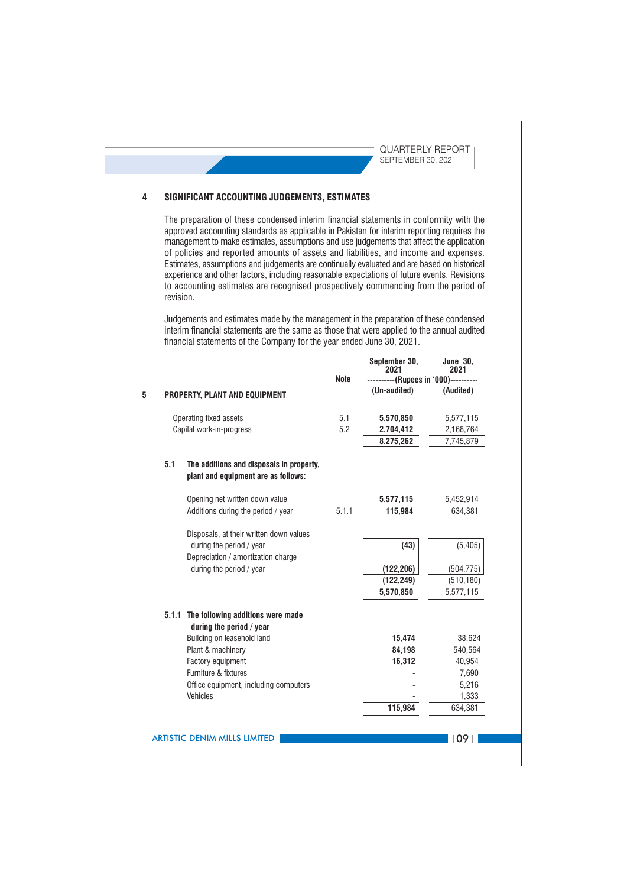## 4 SIGNIFICANT ACCOUNTING JUDGEMENTS, ESTIMATES

The preparation of these condensed interim financial statements in conformity with the approved accounting standards as applicable in Pakistan for interim reporting requires the management to make estimates, assumptions and use judgements that affect the application of policies and reported amounts of assets and liabilities, and income and expenses. Estimates, assumptions and judgements are continually evaluated and are based on historical experience and other factors, including reasonable expectations of future events. Revisions to accounting estimates are recognised prospectively commencing from the period of revision.

Judgements and estimates made by the management in the preparation of these condensed interim financial statements are the same as those that were applied to the annual audited financial statements of the Company for the year ended June 30, 2021.

| | Note | September 30, 2021 | June 30, 2021 |
|---|---|---|---|
| | | ----------(Rupees in '000)---------- | |
| | | (Un-audited) | (Audited) |
| **5 PROPERTY, PLANT AND EQUIPMENT** | | | |
| Operating fixed assets | 5.1 | **5,570,850** | 5,577,115 |
| Capital work-in-progress | 5.2 | **2,704,412** | 2,168,764 |
| | | **8,275,262** | 7,745,879 |
| **5.1 The additions and disposals in property, plant and equipment are as follows:** | | | |
| Opening net written down value | | **5,577,115** | 5,452,914 |
| Additions during the period / year | 5.1.1 | **115,984** | 634,381 |
| Disposals, at their written down values during the period / year | | **(43)** | (5,405) |
| Depreciation / amortization charge during the period / year | | **(122,206)** | (504,775) |
| | | **(122,249)** | (510,180) |
| | | **5,570,850** | 5,577,115 |
| **5.1.1 The following additions were made during the period / year** | | | |
| Building on leasehold land | | **15,474** | 38,624 |
| Plant & machinery | | **84,198** | 540,564 |
| Factory equipment | | **16,312** | 40,954 |
| Furniture & fixtures | | **-** | 7,690 |
| Office equipment, including computers | | **-** | 5,216 |
| Vehicles | | **-** | 1,333 |
| | | **115,984** | 634,381 |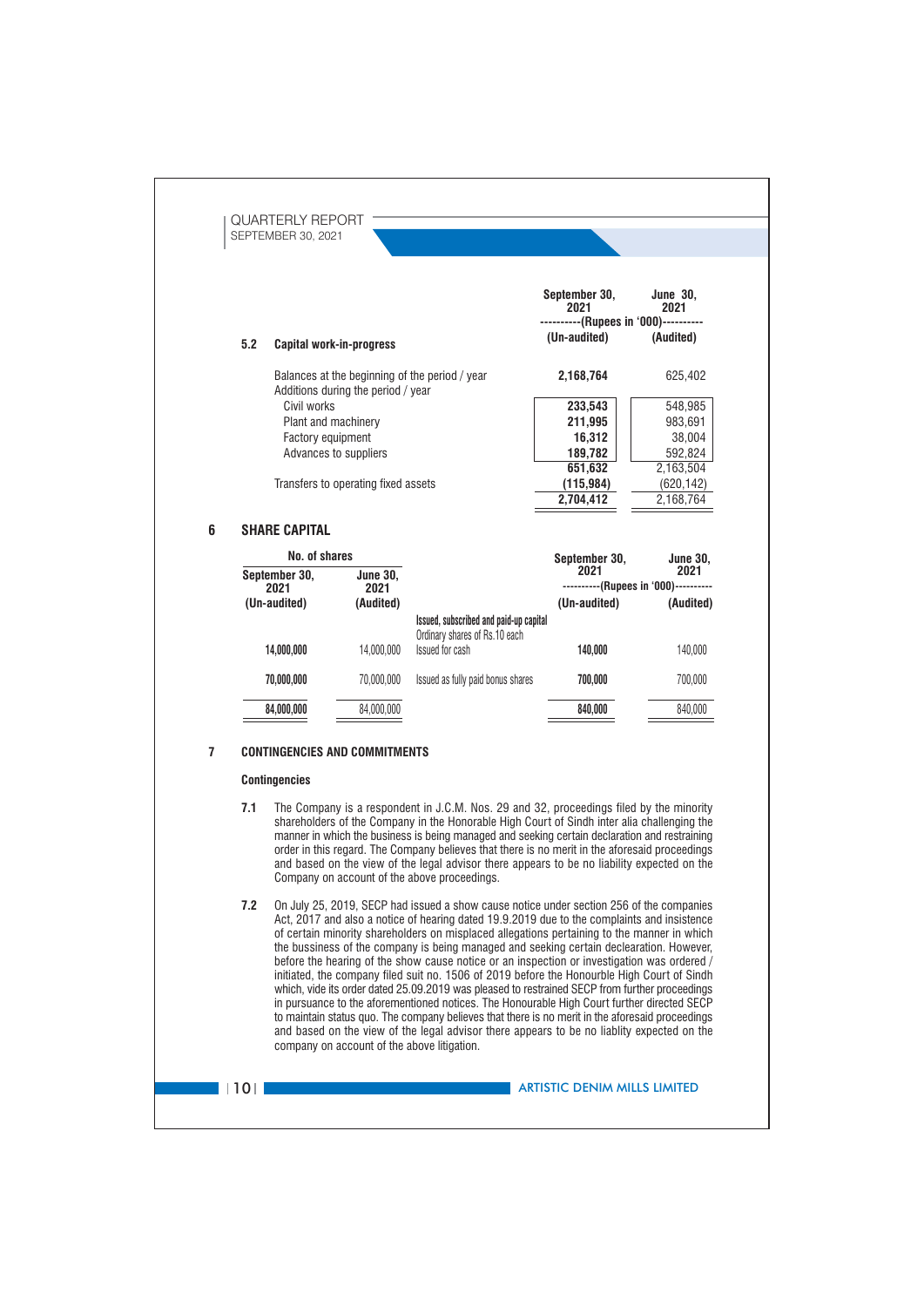### 5.2 Capital work-in-progress

| | September 30, 2021 | June 30, 2021 |
|---|---|---|
| | ----------(Rupees in '000)---------- | |
| | (Un-audited) | (Audited) |
| Balances at the beginning of the period / year | **2,168,764** | 625,402 |
| Additions during the period / year | | |
| Civil works | **233,543** | 548,985 |
| Plant and machinery | **211,995** | 983,691 |
| Factory equipment | **16,312** | 38,004 |
| Advances to suppliers | **189,782** | 592,824 |
| | **651,632** | 2,163,504 |
| Transfers to operating fixed assets | **(115,984)** | (620,142) |
| | **2,704,412** | 2,168,764 |

## 6 SHARE CAPITAL

| No. of shares | | | September 30, 2021 | June 30, 2021 |
|---|---|---|---|---|
| September 30, 2021 | June 30, 2021 | | ----------(Rupees in '000)---------- | |
| (Un-audited) | (Audited) | | (Un-audited) | (Audited) |
| | | **Issued, subscribed and paid-up capital** | | |
| | | Ordinary shares of Rs.10 each | | |
| **14,000,000** | 14,000,000 | Issued for cash | **140,000** | 140,000 |
| **70,000,000** | 70,000,000 | Issued as fully paid bonus shares | **700,000** | 700,000 |
| **84,000,000** | 84,000,000 | | **840,000** | 840,000 |

## 7 CONTINGENCIES AND COMMITMENTS

### Contingencies

**7.1** The Company is a respondent in J.C.M. Nos. 29 and 32, proceedings filed by the minority shareholders of the Company in the Honorable High Court of Sindh inter alia challenging the manner in which the business is being managed and seeking certain declaration and restraining order in this regard. The Company believes that there is no merit in the aforesaid proceedings and based on the view of the legal advisor there appears to be no liability expected on the Company on account of the above proceedings.

**7.2** On July 25, 2019, SECP had issued a show cause notice under section 256 of the companies Act, 2017 and also a notice of hearing dated 19.9.2019 due to the complaints and insistence of certain minority shareholders on misplaced allegations pertaining to the manner in which the bussiness of the company is being managed and seeking certain declearation. However, before the hearing of the show cause notice or an inspection or investigation was ordered / initiated, the company filed suit no. 1506 of 2019 before the Honourble High Court of Sindh which, vide its order dated 25.09.2019 was pleased to restrained SECP from further proceedings in pursuance to the aforementioned notices. The Honourable High Court further directed SECP to maintain status quo. The company believes that there is no merit in the aforesaid proceedings and based on the view of the legal advisor there appears to be no liablity expected on the company on account of the above litigation.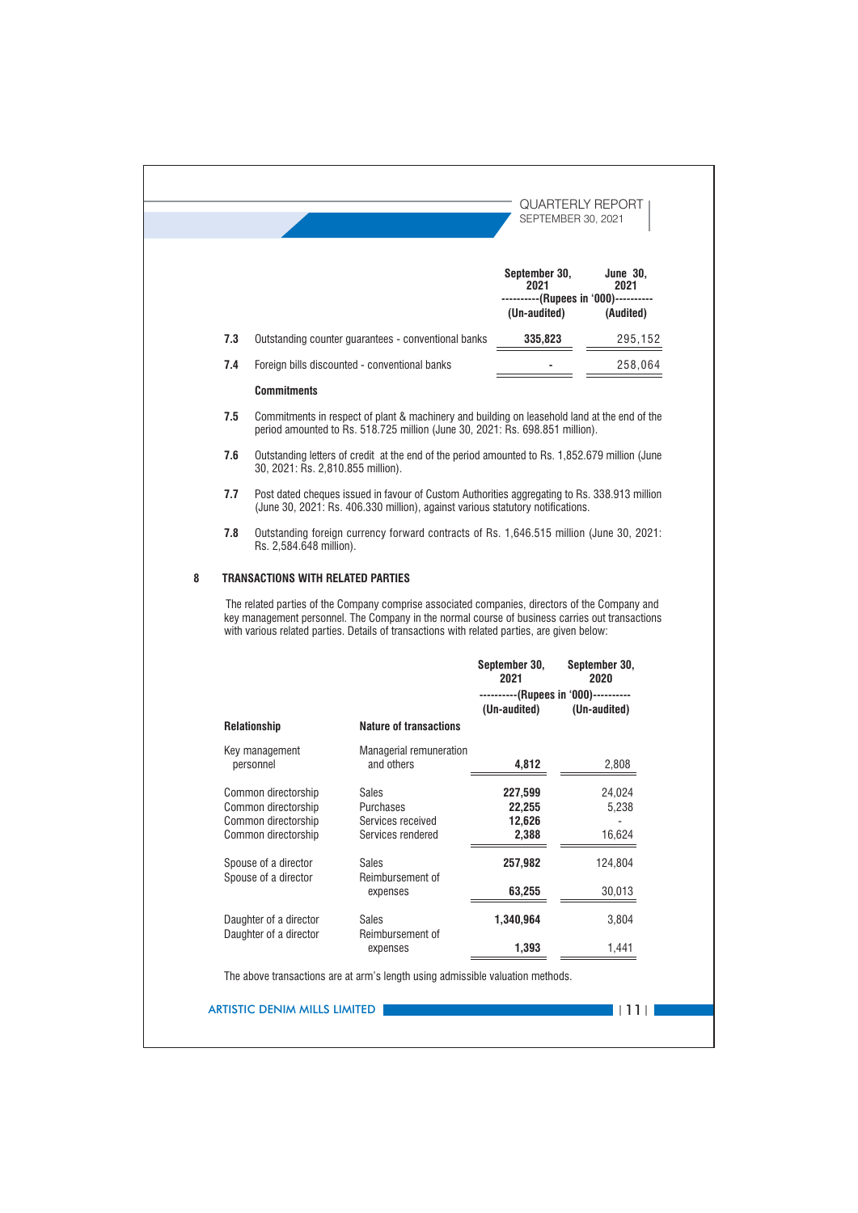| | | September 30, 2021 | June 30, 2021 |
|---|---|---|---|
| | | ----------(Rupees in '000)---------- | |
| | | (Un-audited) | (Audited) |
| 7.3 | Outstanding counter guarantees - conventional banks | 335,823 | 295,152 |
| 7.4 | Foreign bills discounted - conventional banks | - | 258,064 |

**Commitments**

7.5 Commitments in respect of plant & machinery and building on leasehold land at the end of the period amounted to Rs. 518.725 million (June 30, 2021: Rs. 698.851 million).

7.6 Outstanding letters of credit at the end of the period amounted to Rs. 1,852.679 million (June 30, 2021: Rs. 2,810.855 million).

7.7 Post dated cheques issued in favour of Custom Authorities aggregating to Rs. 338.913 million (June 30, 2021: Rs. 406.330 million), against various statutory notifications.

7.8 Outstanding foreign currency forward contracts of Rs. 1,646.515 million (June 30, 2021: Rs. 2,584.648 million).

## 8 TRANSACTIONS WITH RELATED PARTIES

The related parties of the Company comprise associated companies, directors of the Company and key management personnel. The Company in the normal course of business carries out transactions with various related parties. Details of transactions with related parties, are given below:

| Relationship | Nature of transactions | September 30, 2021 | September 30, 2020 |
|---|---|---|---|
| | | ----------(Rupees in '000)---------- | |
| | | (Un-audited) | (Un-audited) |
| Key management personnel | Managerial remuneration and others | 4,812 | 2,808 |
| Common directorship | Sales | 227,599 | 24,024 |
| Common directorship | Purchases | 22,255 | 5,238 |
| Common directorship | Services received | 12,626 | - |
| Common directorship | Services rendered | 2,388 | 16,624 |
| Spouse of a director | Sales | 257,982 | 124,804 |
| Spouse of a director | Reimbursement of expenses | 63,255 | 30,013 |
| Daughter of a director | Sales | 1,340,964 | 3,804 |
| Daughter of a director | Reimbursement of expenses | 1,393 | 1,441 |

The above transactions are at arm's length using admissible valuation methods.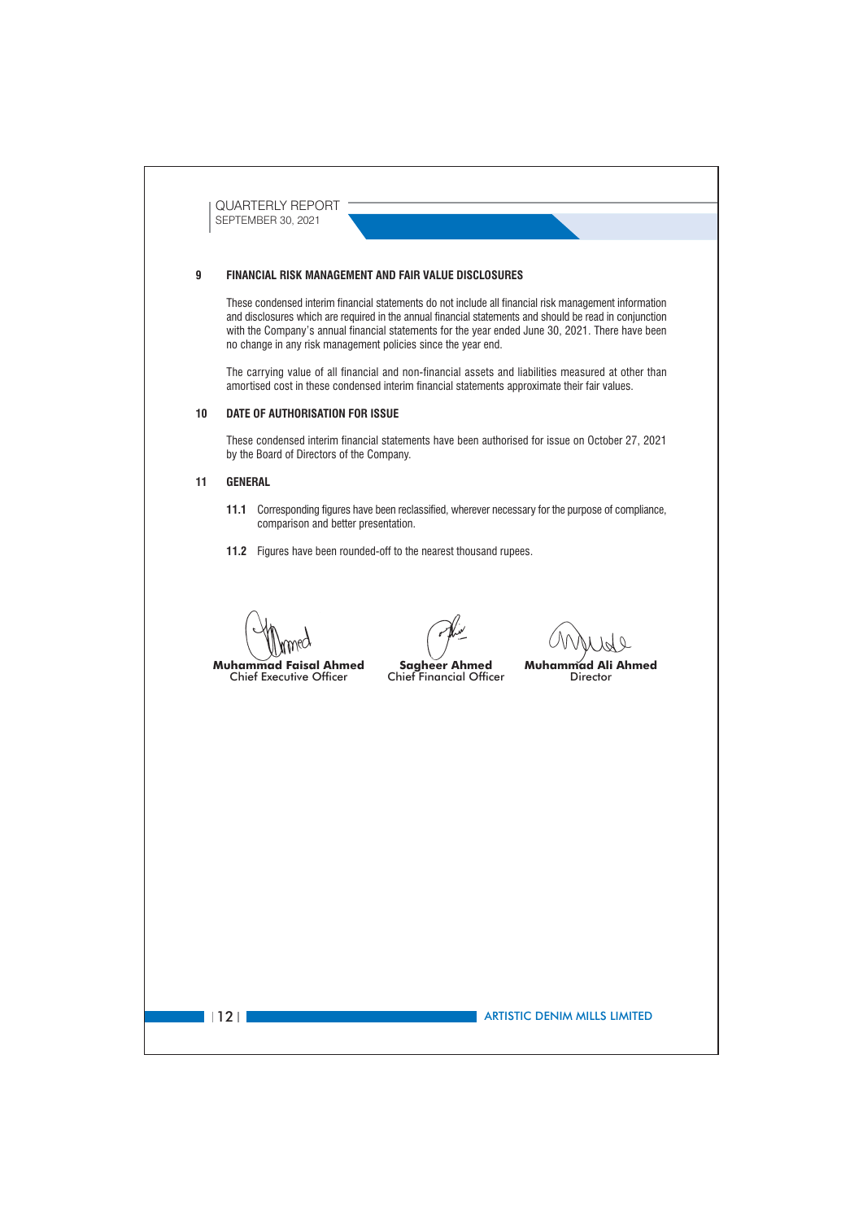## 9 FINANCIAL RISK MANAGEMENT AND FAIR VALUE DISCLOSURES

These condensed interim financial statements do not include all financial risk management information and disclosures which are required in the annual financial statements and should be read in conjunction with the Company's annual financial statements for the year ended June 30, 2021. There have been no change in any risk management policies since the year end.

The carrying value of all financial and non-financial assets and liabilities measured at other than amortised cost in these condensed interim financial statements approximate their fair values.

## 10 DATE OF AUTHORISATION FOR ISSUE

These condensed interim financial statements have been authorised for issue on October 27, 2021 by the Board of Directors of the Company.

## 11 GENERAL

**11.1** Corresponding figures have been reclassified, wherever necessary for the purpose of compliance, comparison and better presentation.

**11.2** Figures have been rounded-off to the nearest thousand rupees.

| **Muhammad Faisal Ahmed** | **Sagheer Ahmed** | **Muhammad Ali Ahmed** |
|---|---|---|
| Chief Executive Officer | Chief Financial Officer | Director |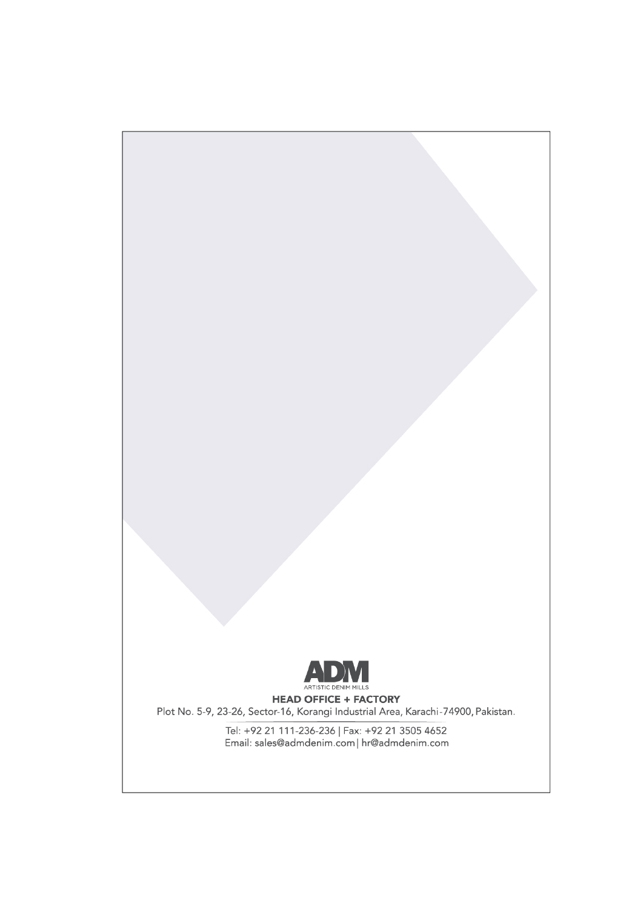ADM

ARTISTIC DENIM MILLS

**HEAD OFFICE + FACTORY**

Plot No. 5-9, 23-26, Sector-16, Korangi Industrial Area, Karachi-74900, Pakistan.

Tel: +92 21 111-236-236 | Fax: +92 21 3505 4652

Email: sales@admdenim.com | hr@admdenim.com